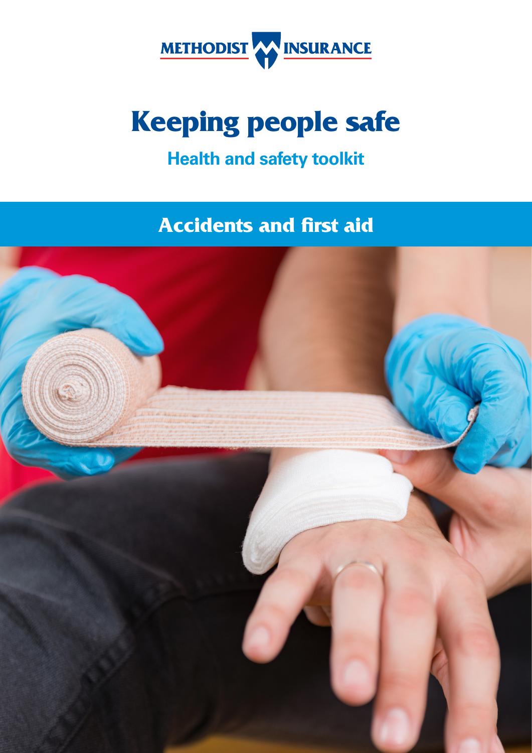METHODIST INSURANCE

# Keeping people safe

## Health and safety toolkit

## Accidents and first aid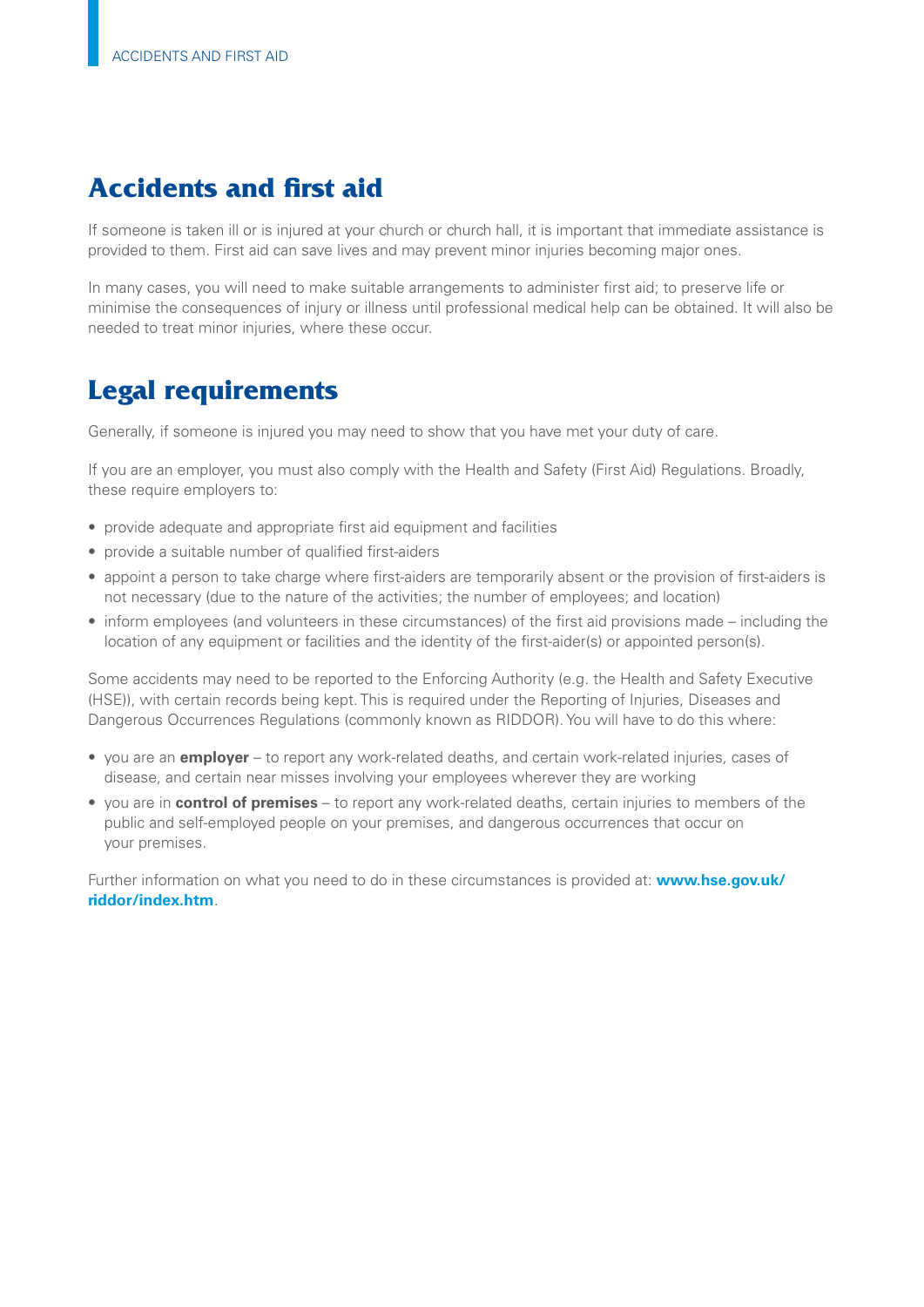# Accidents and first aid

If someone is taken ill or is injured at your church or church hall, it is important that immediate assistance is provided to them. First aid can save lives and may prevent minor injuries becoming major ones.

In many cases, you will need to make suitable arrangements to administer first aid; to preserve life or minimise the consequences of injury or illness until professional medical help can be obtained. It will also be needed to treat minor injuries, where these occur.

# Legal requirements

Generally, if someone is injured you may need to show that you have met your duty of care.

If you are an employer, you must also comply with the Health and Safety (First Aid) Regulations. Broadly, these require employers to:

- provide adequate and appropriate first aid equipment and facilities
- provide a suitable number of qualified first-aiders
- appoint a person to take charge where first-aiders are temporarily absent or the provision of first-aiders is not necessary (due to the nature of the activities; the number of employees; and location)
- inform employees (and volunteers in these circumstances) of the first aid provisions made – including the location of any equipment or facilities and the identity of the first-aider(s) or appointed person(s).

Some accidents may need to be reported to the Enforcing Authority (e.g. the Health and Safety Executive (HSE)), with certain records being kept. This is required under the Reporting of Injuries, Diseases and Dangerous Occurrences Regulations (commonly known as RIDDOR). You will have to do this where:

- you are an **employer** – to report any work-related deaths, and certain work-related injuries, cases of disease, and certain near misses involving your employees wherever they are working
- you are in **control of premises** – to report any work-related deaths, certain injuries to members of the public and self-employed people on your premises, and dangerous occurrences that occur on your premises.

Further information on what you need to do in these circumstances is provided at: **www.hse.gov.uk/riddor/index.htm**.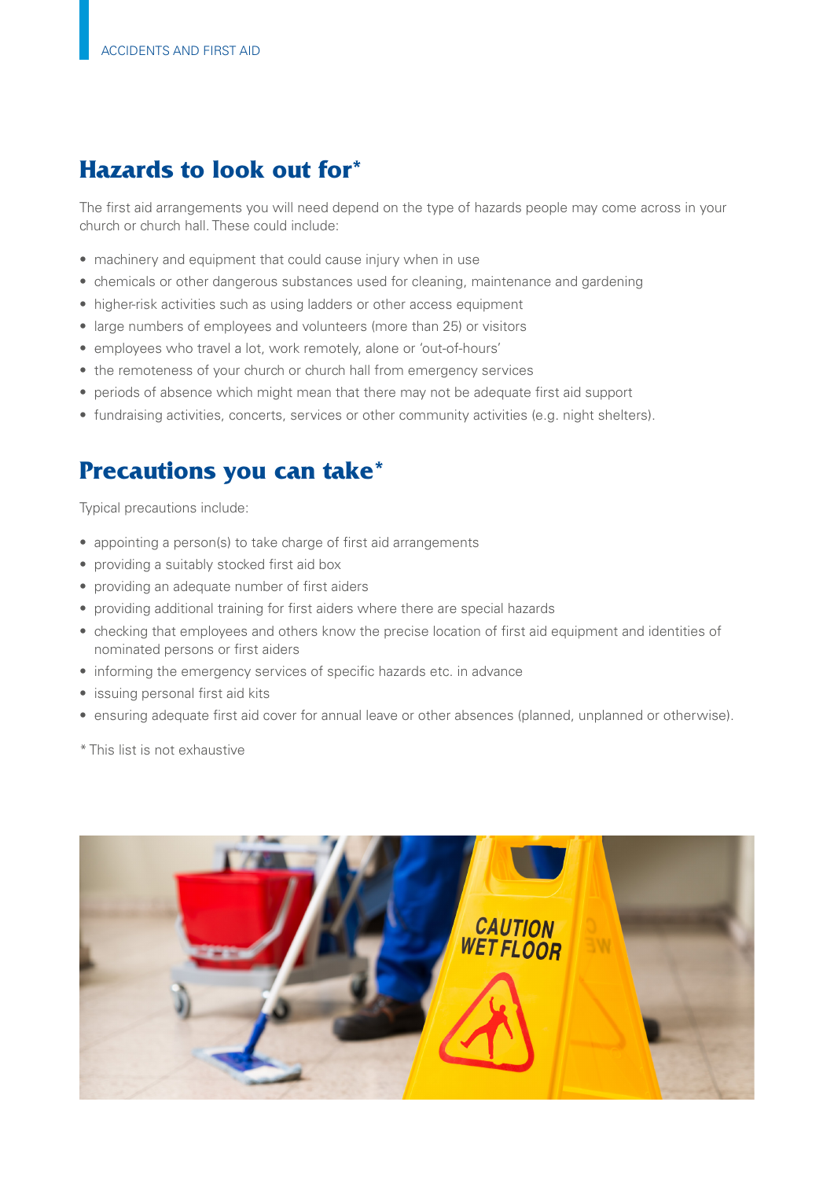## Hazards to look out for*

The first aid arrangements you will need depend on the type of hazards people may come across in your church or church hall. These could include:

- machinery and equipment that could cause injury when in use
- chemicals or other dangerous substances used for cleaning, maintenance and gardening
- higher-risk activities such as using ladders or other access equipment
- large numbers of employees and volunteers (more than 25) or visitors
- employees who travel a lot, work remotely, alone or 'out-of-hours'
- the remoteness of your church or church hall from emergency services
- periods of absence which might mean that there may not be adequate first aid support
- fundraising activities, concerts, services or other community activities (e.g. night shelters).

## Precautions you can take*

Typical precautions include:

- appointing a person(s) to take charge of first aid arrangements
- providing a suitably stocked first aid box
- providing an adequate number of first aiders
- providing additional training for first aiders where there are special hazards
- checking that employees and others know the precise location of first aid equipment and identities of nominated persons or first aiders
- informing the emergency services of specific hazards etc. in advance
- issuing personal first aid kits
- ensuring adequate first aid cover for annual leave or other absences (planned, unplanned or otherwise).

* This list is not exhaustive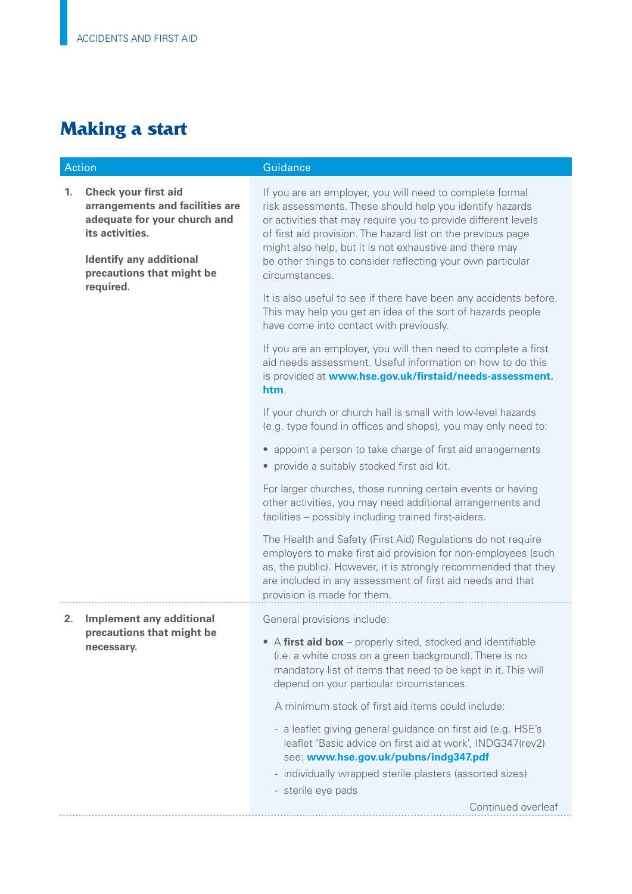## Making a start

| Action | Guidance |
|---|---|
| **1. Check your first aid arrangements and facilities are adequate for your church and its activities.**<br><br>**Identify any additional precautions that might be required.** | If you are an employer, you will need to complete formal risk assessments. These should help you identify hazards or activities that may require you to provide different levels of first aid provision. The hazard list on the previous page might also help, but it is not exhaustive and there may be other things to consider reflecting your own particular circumstances.<br><br>It is also useful to see if there have been any accidents before. This may help you get an idea of the sort of hazards people have come into contact with previously.<br><br>If you are an employer, you will then need to complete a first aid needs assessment. Useful information on how to do this is provided at **www.hse.gov.uk/firstaid/needs-assessment.htm**.<br><br>If your church or church hall is small with low-level hazards (e.g. type found in offices and shops), you may only need to:<br>• appoint a person to take charge of first aid arrangements<br>• provide a suitably stocked first aid kit.<br><br>For larger churches, those running certain events or having other activities, you may need additional arrangements and facilities – possibly including trained first-aiders.<br><br>The Health and Safety (First Aid) Regulations do not require employers to make first aid provision for non-employees (such as, the public). However, it is strongly recommended that they are included in any assessment of first aid needs and that provision is made for them. |
| **2. Implement any additional precautions that might be necessary.** | General provisions include:<br>• A **first aid box** – properly sited, stocked and identifiable (i.e. a white cross on a green background). There is no mandatory list of items that need to be kept in it. This will depend on your particular circumstances.<br><br>A minimum stock of first aid items could include:<br>- a leaflet giving general guidance on first aid (e.g. HSE's leaflet 'Basic advice on first aid at work', INDG347(rev2) see: **www.hse.gov.uk/pubns/indg347.pdf**<br>- individually wrapped sterile plasters (assorted sizes)<br>- sterile eye pads<br><br>Continued overleaf |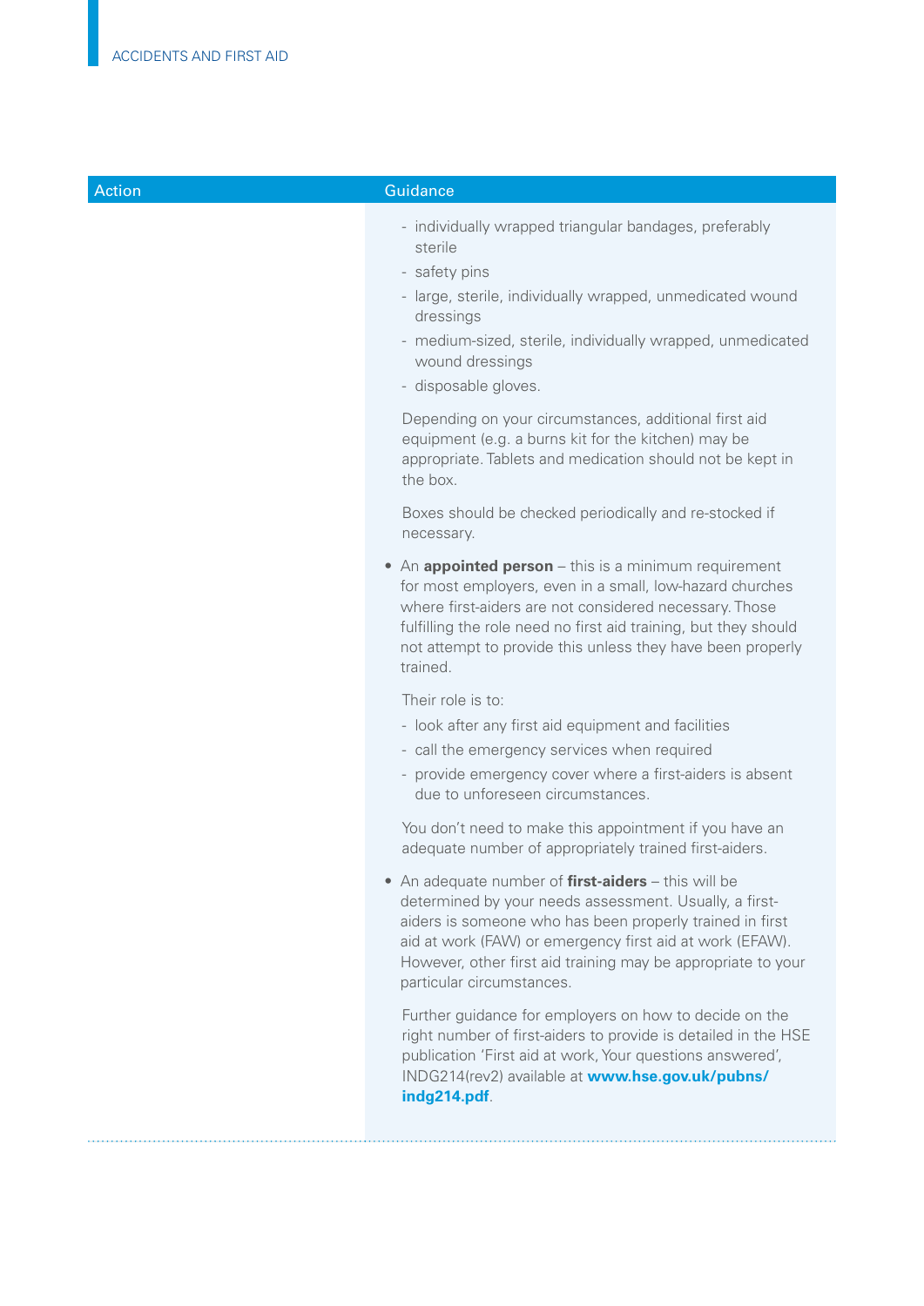| Action | Guidance |
|---|---|
| | - individually wrapped triangular bandages, preferably sterile<br>- safety pins<br>- large, sterile, individually wrapped, unmedicated wound dressings<br>- medium-sized, sterile, individually wrapped, unmedicated wound dressings<br>- disposable gloves.<br><br>Depending on your circumstances, additional first aid equipment (e.g. a burns kit for the kitchen) may be appropriate. Tablets and medication should not be kept in the box.<br><br>Boxes should be checked periodically and re-stocked if necessary.<br><br>• An **appointed person** – this is a minimum requirement for most employers, even in a small, low-hazard churches where first-aiders are not considered necessary. Those fulfilling the role need no first aid training, but they should not attempt to provide this unless they have been properly trained.<br><br>Their role is to:<br>- look after any first aid equipment and facilities<br>- call the emergency services when required<br>- provide emergency cover where a first-aiders is absent due to unforeseen circumstances.<br><br>You don't need to make this appointment if you have an adequate number of appropriately trained first-aiders.<br><br>• An adequate number of **first-aiders** – this will be determined by your needs assessment. Usually, a first-aiders is someone who has been properly trained in first aid at work (FAW) or emergency first aid at work (EFAW). However, other first aid training may be appropriate to your particular circumstances.<br><br>Further guidance for employers on how to decide on the right number of first-aiders to provide is detailed in the HSE publication 'First aid at work, Your questions answered', INDG214(rev2) available at **www.hse.gov.uk/pubns/indg214.pdf**. |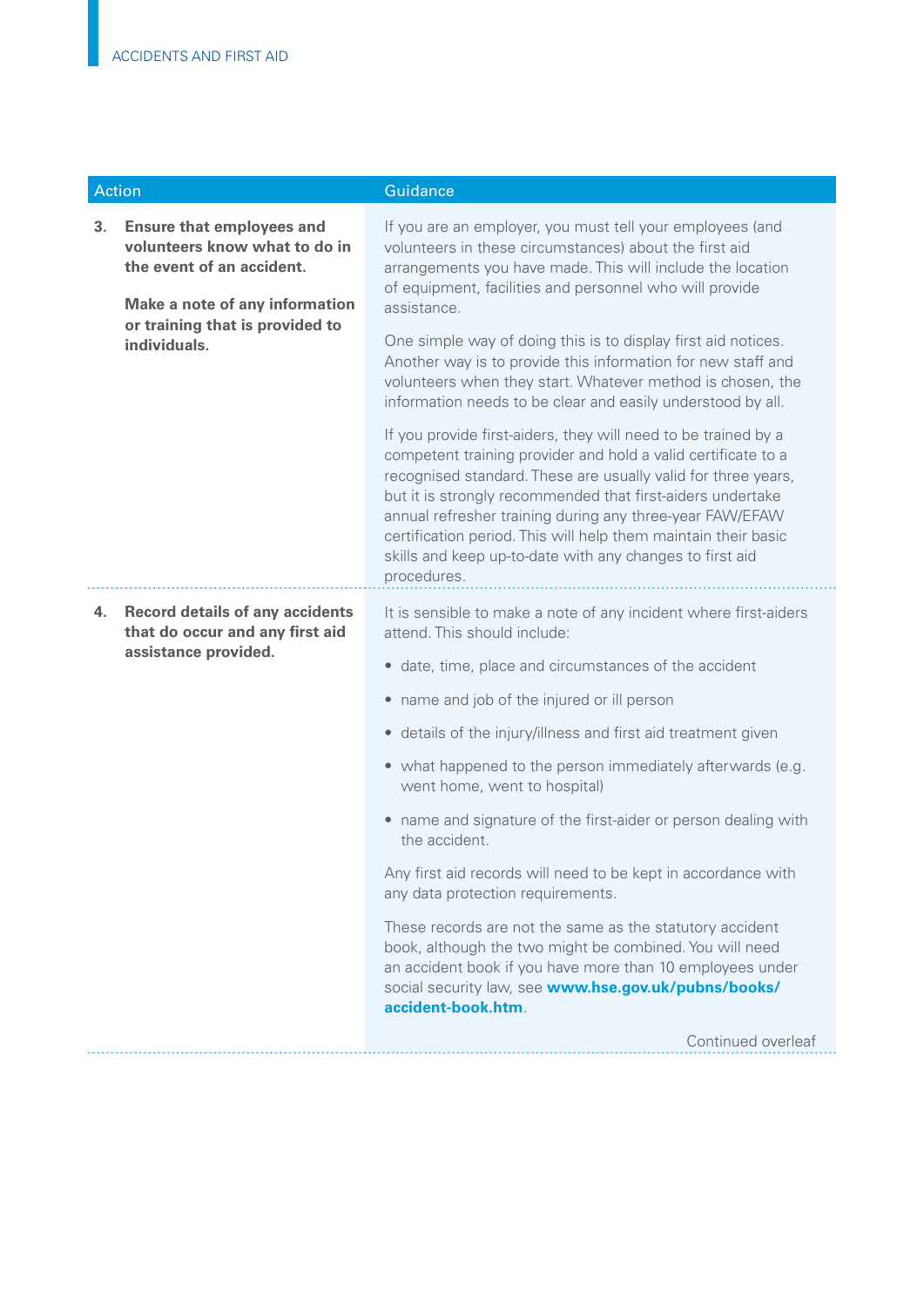| Action | Guidance |
|---|---|
| **3. Ensure that employees and volunteers know what to do in the event of an accident.**<br><br>**Make a note of any information or training that is provided to individuals.** | If you are an employer, you must tell your employees (and volunteers in these circumstances) about the first aid arrangements you have made. This will include the location of equipment, facilities and personnel who will provide assistance.<br><br>One simple way of doing this is to display first aid notices. Another way is to provide this information for new staff and volunteers when they start. Whatever method is chosen, the information needs to be clear and easily understood by all.<br><br>If you provide first-aiders, they will need to be trained by a competent training provider and hold a valid certificate to a recognised standard. These are usually valid for three years, but it is strongly recommended that first-aiders undertake annual refresher training during any three-year FAW/EFAW certification period. This will help them maintain their basic skills and keep up-to-date with any changes to first aid procedures. |
| **4. Record details of any accidents that do occur and any first aid assistance provided.** | It is sensible to make a note of any incident where first-aiders attend. This should include:<br><br>• date, time, place and circumstances of the accident<br>• name and job of the injured or ill person<br>• details of the injury/illness and first aid treatment given<br>• what happened to the person immediately afterwards (e.g. went home, went to hospital)<br>• name and signature of the first-aider or person dealing with the accident.<br><br>Any first aid records will need to be kept in accordance with any data protection requirements.<br><br>These records are not the same as the statutory accident book, although the two might be combined. You will need an accident book if you have more than 10 employees under social security law, see **www.hse.gov.uk/pubns/books/accident-book.htm**.<br><br>Continued overleaf |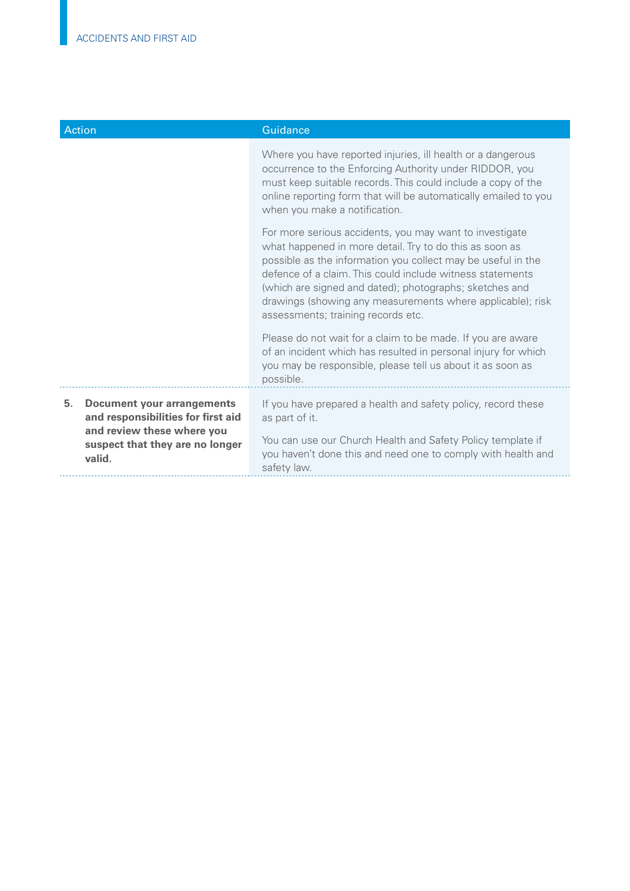| Action | Guidance |
|---|---|
| | Where you have reported injuries, ill health or a dangerous occurrence to the Enforcing Authority under RIDDOR, you must keep suitable records. This could include a copy of the online reporting form that will be automatically emailed to you when you make a notification.<br><br>For more serious accidents, you may want to investigate what happened in more detail. Try to do this as soon as possible as the information you collect may be useful in the defence of a claim. This could include witness statements (which are signed and dated); photographs; sketches and drawings (showing any measurements where applicable); risk assessments; training records etc.<br><br>Please do not wait for a claim to be made. If you are aware of an incident which has resulted in personal injury for which you may be responsible, please tell us about it as soon as possible. |
| **5. Document your arrangements and responsibilities for first aid and review these where you suspect that they are no longer valid.** | If you have prepared a health and safety policy, record these as part of it.<br><br>You can use our Church Health and Safety Policy template if you haven't done this and need one to comply with health and safety law. |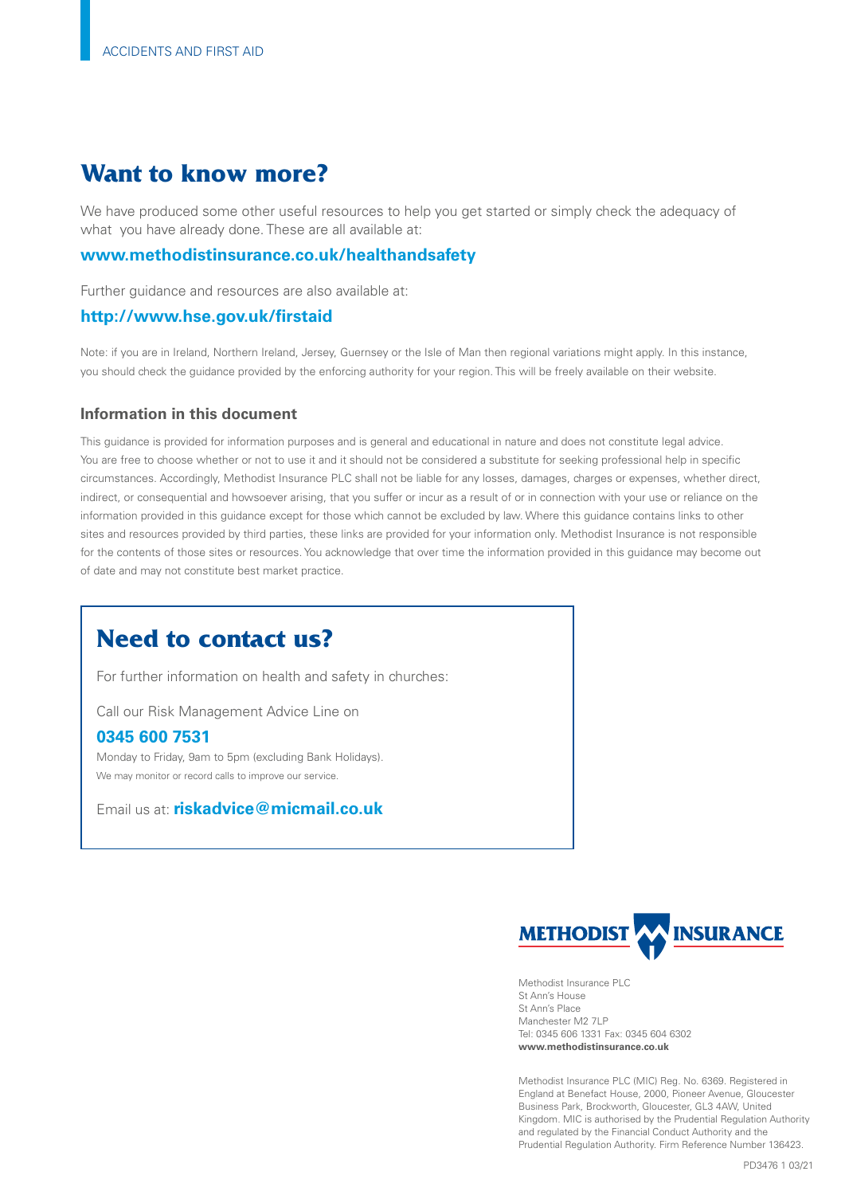## Want to know more?

We have produced some other useful resources to help you get started or simply check the adequacy of what you have already done. These are all available at:

**www.methodistinsurance.co.uk/healthandsafety**

Further guidance and resources are also available at:

**http://www.hse.gov.uk/firstaid**

Note: if you are in Ireland, Northern Ireland, Jersey, Guernsey or the Isle of Man then regional variations might apply. In this instance, you should check the guidance provided by the enforcing authority for your region. This will be freely available on their website.

### Information in this document

This guidance is provided for information purposes and is general and educational in nature and does not constitute legal advice. You are free to choose whether or not to use it and it should not be considered a substitute for seeking professional help in specific circumstances. Accordingly, Methodist Insurance PLC shall not be liable for any losses, damages, charges or expenses, whether direct, indirect, or consequential and howsoever arising, that you suffer or incur as a result of or in connection with your use or reliance on the information provided in this guidance except for those which cannot be excluded by law. Where this guidance contains links to other sites and resources provided by third parties, these links are provided for your information only. Methodist Insurance is not responsible for the contents of those sites or resources. You acknowledge that over time the information provided in this guidance may become out of date and may not constitute best market practice.

## Need to contact us?

For further information on health and safety in churches:

Call our Risk Management Advice Line on

**0345 600 7531**

Monday to Friday, 9am to 5pm (excluding Bank Holidays).
We may monitor or record calls to improve our service.

Email us at: **riskadvice@micmail.co.uk**

METHODIST INSURANCE

Methodist Insurance PLC
St Ann's House
St Ann's Place
Manchester M2 7LP
Tel: 0345 606 1331 Fax: 0345 604 6302
**www.methodistinsurance.co.uk**

Methodist Insurance PLC (MIC) Reg. No. 6369. Registered in England at Benefact House, 2000, Pioneer Avenue, Gloucester Business Park, Brockworth, Gloucester, GL3 4AW, United Kingdom. MIC is authorised by the Prudential Regulation Authority and regulated by the Financial Conduct Authority and the Prudential Regulation Authority. Firm Reference Number 136423.

PD3476 1 03/21